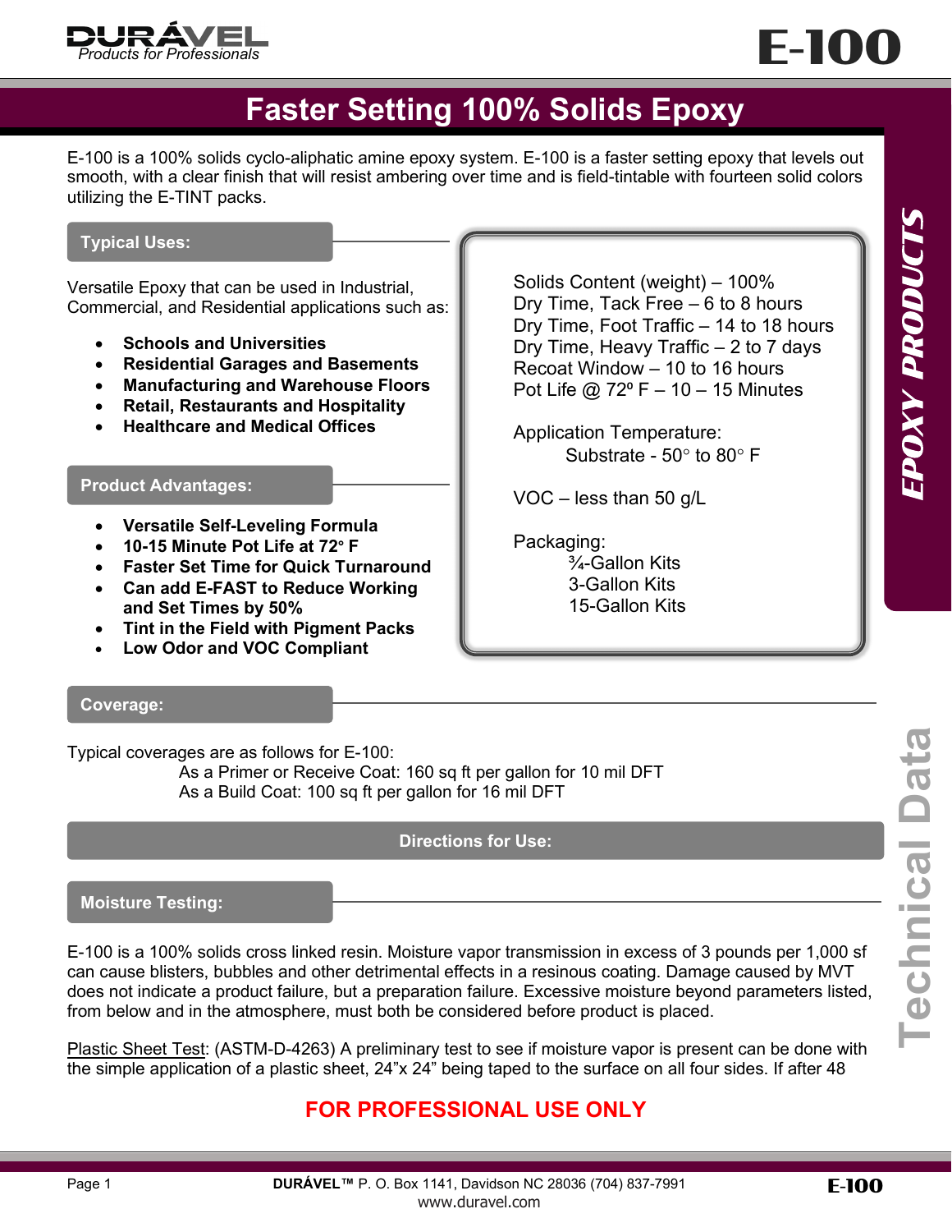DURÁVEL
Products for Professionals

# E-100

## Faster Setting 100% Solids Epoxy

E-100 is a 100% solids cyclo-aliphatic amine epoxy system. E-100 is a faster setting epoxy that levels out smooth, with a clear finish that will resist ambering over time and is field-tintable with fourteen solid colors utilizing the E-TINT packs.

### Typical Uses:

Versatile Epoxy that can be used in Industrial, Commercial, and Residential applications such as:

- **Schools and Universities**
- **Residential Garages and Basements**
- **Manufacturing and Warehouse Floors**
- **Retail, Restaurants and Hospitality**
- **Healthcare and Medical Offices**

### Product Advantages:

- **Versatile Self-Leveling Formula**
- **10-15 Minute Pot Life at 72° F**
- **Faster Set Time for Quick Turnaround**
- **Can add E-FAST to Reduce Working and Set Times by 50%**
- **Tint in the Field with Pigment Packs**
- **Low Odor and VOC Compliant**

Solids Content (weight) – 100%
Dry Time, Tack Free – 6 to 8 hours
Dry Time, Foot Traffic – 14 to 18 hours
Dry Time, Heavy Traffic – 2 to 7 days
Recoat Window – 10 to 16 hours
Pot Life @ 72º F – 10 – 15 Minutes

Application Temperature:
Substrate - 50° to 80° F

VOC – less than 50 g/L

Packaging:
¾-Gallon Kits
3-Gallon Kits
15-Gallon Kits

### Coverage:

Typical coverages are as follows for E-100:
As a Primer or Receive Coat: 160 sq ft per gallon for 10 mil DFT
As a Build Coat: 100 sq ft per gallon for 16 mil DFT

## Directions for Use:

### Moisture Testing:

E-100 is a 100% solids cross linked resin. Moisture vapor transmission in excess of 3 pounds per 1,000 sf can cause blisters, bubbles and other detrimental effects in a resinous coating. Damage caused by MVT does not indicate a product failure, but a preparation failure. Excessive moisture beyond parameters listed, from below and in the atmosphere, must both be considered before product is placed.

Plastic Sheet Test: (ASTM-D-4263) A preliminary test to see if moisture vapor is present can be done with the simple application of a plastic sheet, 24"x 24" being taped to the surface on all four sides. If after 48

**FOR PROFESSIONAL USE ONLY**

EPOXY PRODUCTS
Technical Data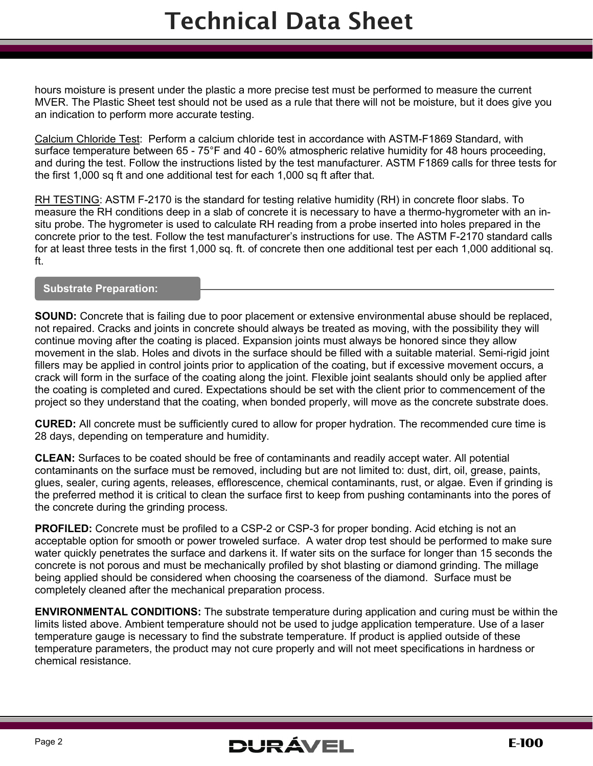hours moisture is present under the plastic a more precise test must be performed to measure the current MVER. The Plastic Sheet test should not be used as a rule that there will not be moisture, but it does give you an indication to perform more accurate testing.

Calcium Chloride Test: Perform a calcium chloride test in accordance with ASTM-F1869 Standard, with surface temperature between 65 - 75°F and 40 - 60% atmospheric relative humidity for 48 hours proceeding, and during the test. Follow the instructions listed by the test manufacturer. ASTM F1869 calls for three tests for the first 1,000 sq ft and one additional test for each 1,000 sq ft after that.

RH TESTING: ASTM F-2170 is the standard for testing relative humidity (RH) in concrete floor slabs. To measure the RH conditions deep in a slab of concrete it is necessary to have a thermo-hygrometer with an in-situ probe. The hygrometer is used to calculate RH reading from a probe inserted into holes prepared in the concrete prior to the test. Follow the test manufacturer's instructions for use. The ASTM F-2170 standard calls for at least three tests in the first 1,000 sq. ft. of concrete then one additional test per each 1,000 additional sq. ft.

## Substrate Preparation:

**SOUND:** Concrete that is failing due to poor placement or extensive environmental abuse should be replaced, not repaired. Cracks and joints in concrete should always be treated as moving, with the possibility they will continue moving after the coating is placed. Expansion joints must always be honored since they allow movement in the slab. Holes and divots in the surface should be filled with a suitable material. Semi-rigid joint fillers may be applied in control joints prior to application of the coating, but if excessive movement occurs, a crack will form in the surface of the coating along the joint. Flexible joint sealants should only be applied after the coating is completed and cured. Expectations should be set with the client prior to commencement of the project so they understand that the coating, when bonded properly, will move as the concrete substrate does.

**CURED:** All concrete must be sufficiently cured to allow for proper hydration. The recommended cure time is 28 days, depending on temperature and humidity.

**CLEAN:** Surfaces to be coated should be free of contaminants and readily accept water. All potential contaminants on the surface must be removed, including but are not limited to: dust, dirt, oil, grease, paints, glues, sealer, curing agents, releases, efflorescence, chemical contaminants, rust, or algae. Even if grinding is the preferred method it is critical to clean the surface first to keep from pushing contaminants into the pores of the concrete during the grinding process.

**PROFILED:** Concrete must be profiled to a CSP-2 or CSP-3 for proper bonding. Acid etching is not an acceptable option for smooth or power troweled surface. A water drop test should be performed to make sure water quickly penetrates the surface and darkens it. If water sits on the surface for longer than 15 seconds the concrete is not porous and must be mechanically profiled by shot blasting or diamond grinding. The millage being applied should be considered when choosing the coarseness of the diamond. Surface must be completely cleaned after the mechanical preparation process.

**ENVIRONMENTAL CONDITIONS:** The substrate temperature during application and curing must be within the limits listed above. Ambient temperature should not be used to judge application temperature. Use of a laser temperature gauge is necessary to find the substrate temperature. If product is applied outside of these temperature parameters, the product may not cure properly and will not meet specifications in hardness or chemical resistance.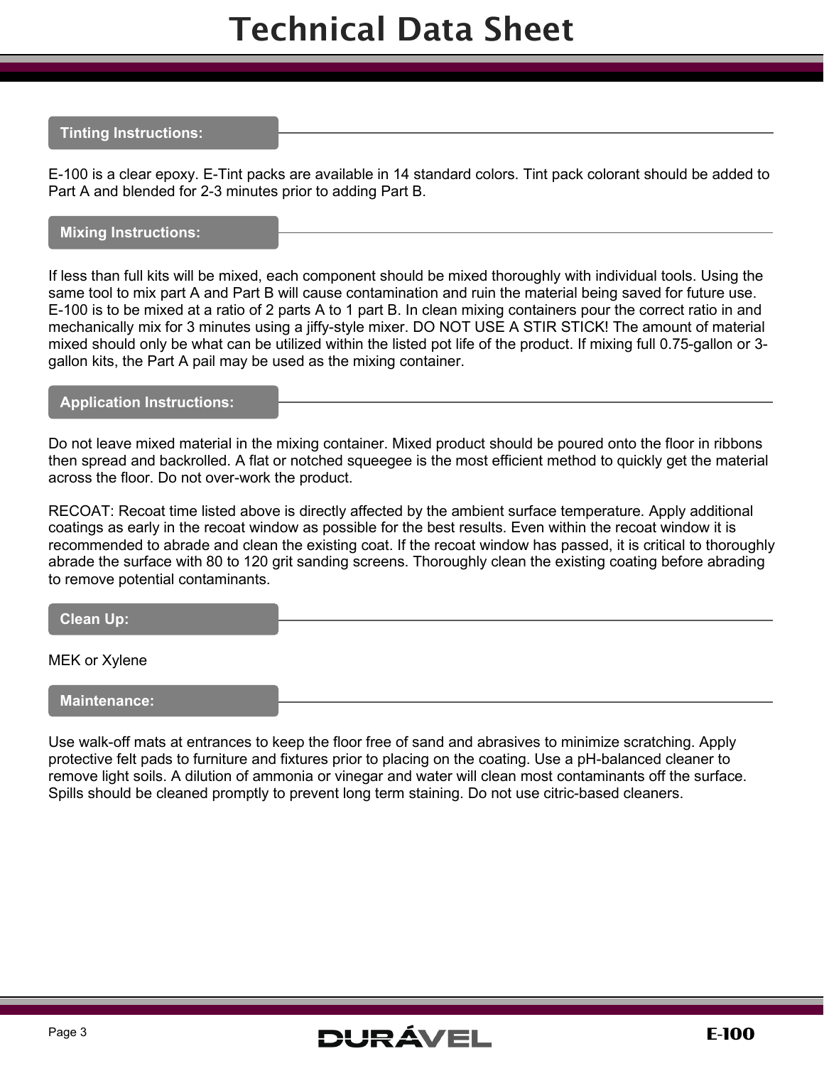## Tinting Instructions:

E-100 is a clear epoxy. E-Tint packs are available in 14 standard colors. Tint pack colorant should be added to Part A and blended for 2-3 minutes prior to adding Part B.

## Mixing Instructions:

If less than full kits will be mixed, each component should be mixed thoroughly with individual tools. Using the same tool to mix part A and Part B will cause contamination and ruin the material being saved for future use. E-100 is to be mixed at a ratio of 2 parts A to 1 part B. In clean mixing containers pour the correct ratio in and mechanically mix for 3 minutes using a jiffy-style mixer. DO NOT USE A STIR STICK! The amount of material mixed should only be what can be utilized within the listed pot life of the product. If mixing full 0.75-gallon or 3-gallon kits, the Part A pail may be used as the mixing container.

## Application Instructions:

Do not leave mixed material in the mixing container. Mixed product should be poured onto the floor in ribbons then spread and backrolled. A flat or notched squeegee is the most efficient method to quickly get the material across the floor. Do not over-work the product.

RECOAT: Recoat time listed above is directly affected by the ambient surface temperature. Apply additional coatings as early in the recoat window as possible for the best results. Even within the recoat window it is recommended to abrade and clean the existing coat. If the recoat window has passed, it is critical to thoroughly abrade the surface with 80 to 120 grit sanding screens. Thoroughly clean the existing coating before abrading to remove potential contaminants.

## Clean Up:

MEK or Xylene

## Maintenance:

Use walk-off mats at entrances to keep the floor free of sand and abrasives to minimize scratching. Apply protective felt pads to furniture and fixtures prior to placing on the coating. Use a pH-balanced cleaner to remove light soils. A dilution of ammonia or vinegar and water will clean most contaminants off the surface. Spills should be cleaned promptly to prevent long term staining. Do not use citric-based cleaners.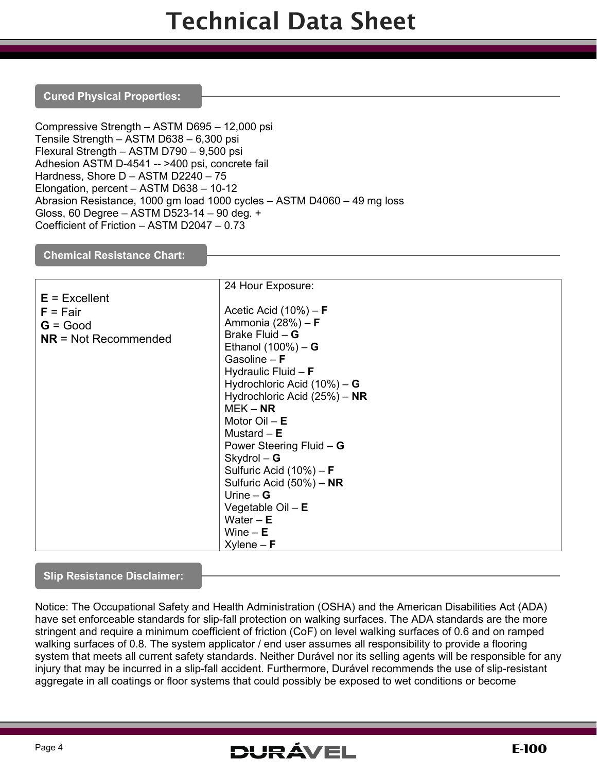# Technical Data Sheet

## Cured Physical Properties:

Compressive Strength – ASTM D695 – 12,000 psi
Tensile Strength – ASTM D638 – 6,300 psi
Flexural Strength – ASTM D790 – 9,500 psi
Adhesion ASTM D-4541 -- >400 psi, concrete fail
Hardness, Shore D – ASTM D2240 – 75
Elongation, percent – ASTM D638 – 10-12
Abrasion Resistance, 1000 gm load 1000 cycles – ASTM D4060 – 49 mg loss
Gloss, 60 Degree – ASTM D523-14 – 90 deg. +
Coefficient of Friction – ASTM D2047 – 0.73

## Chemical Resistance Chart:

| | |
|---|---|
| **E** = Excellent<br>**F** = Fair<br>**G** = Good<br>**NR** = Not Recommended | 24 Hour Exposure:<br><br>Acetic Acid (10%) – **F**<br>Ammonia (28%) – **F**<br>Brake Fluid – **G**<br>Ethanol (100%) – **G**<br>Gasoline – **F**<br>Hydraulic Fluid – **F**<br>Hydrochloric Acid (10%) – **G**<br>Hydrochloric Acid (25%) – **NR**<br>MEK – **NR**<br>Motor Oil – **E**<br>Mustard – **E**<br>Power Steering Fluid – **G**<br>Skydrol – **G**<br>Sulfuric Acid (10%) – **F**<br>Sulfuric Acid (50%) – **NR**<br>Urine – **G**<br>Vegetable Oil – **E**<br>Water – **E**<br>Wine – **E**<br>Xylene – **F** |

## Slip Resistance Disclaimer:

Notice: The Occupational Safety and Health Administration (OSHA) and the American Disabilities Act (ADA) have set enforceable standards for slip-fall protection on walking surfaces. The ADA standards are the more stringent and require a minimum coefficient of friction (CoF) on level walking surfaces of 0.6 and on ramped walking surfaces of 0.8. The system applicator / end user assumes all responsibility to provide a flooring system that meets all current safety standards. Neither Durável nor its selling agents will be responsible for any injury that may be incurred in a slip-fall accident. Furthermore, Durável recommends the use of slip-resistant aggregate in all coatings or floor systems that could possibly be exposed to wet conditions or become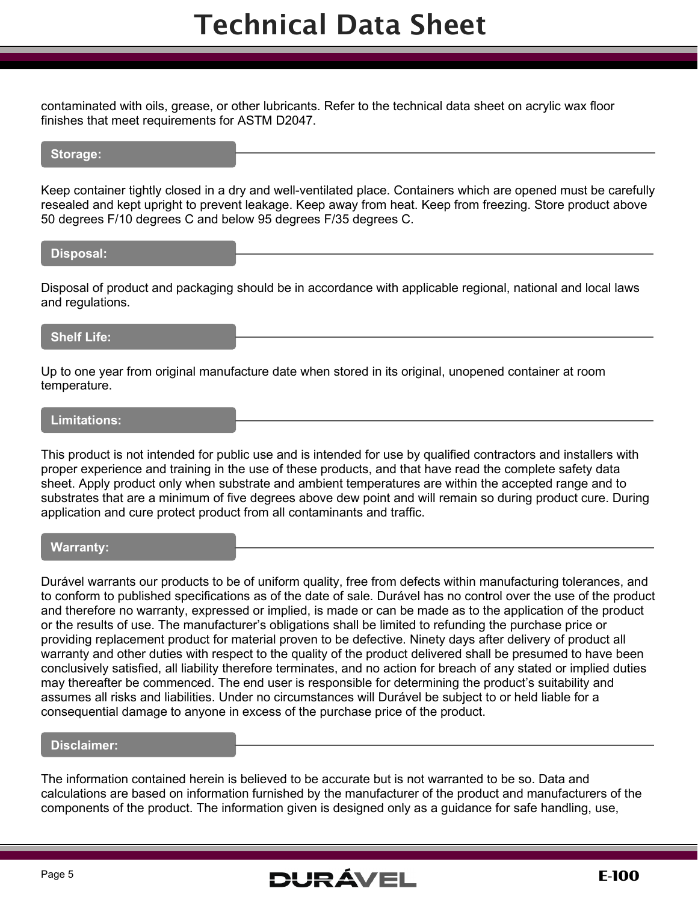contaminated with oils, grease, or other lubricants. Refer to the technical data sheet on acrylic wax floor finishes that meet requirements for ASTM D2047.

## Storage:

Keep container tightly closed in a dry and well-ventilated place. Containers which are opened must be carefully resealed and kept upright to prevent leakage. Keep away from heat. Keep from freezing. Store product above 50 degrees F/10 degrees C and below 95 degrees F/35 degrees C.

## Disposal:

Disposal of product and packaging should be in accordance with applicable regional, national and local laws and regulations.

## Shelf Life:

Up to one year from original manufacture date when stored in its original, unopened container at room temperature.

## Limitations:

This product is not intended for public use and is intended for use by qualified contractors and installers with proper experience and training in the use of these products, and that have read the complete safety data sheet. Apply product only when substrate and ambient temperatures are within the accepted range and to substrates that are a minimum of five degrees above dew point and will remain so during product cure. During application and cure protect product from all contaminants and traffic.

## Warranty:

Durável warrants our products to be of uniform quality, free from defects within manufacturing tolerances, and to conform to published specifications as of the date of sale. Durável has no control over the use of the product and therefore no warranty, expressed or implied, is made or can be made as to the application of the product or the results of use. The manufacturer's obligations shall be limited to refunding the purchase price or providing replacement product for material proven to be defective. Ninety days after delivery of product all warranty and other duties with respect to the quality of the product delivered shall be presumed to have been conclusively satisfied, all liability therefore terminates, and no action for breach of any stated or implied duties may thereafter be commenced. The end user is responsible for determining the product's suitability and assumes all risks and liabilities. Under no circumstances will Durável be subject to or held liable for a consequential damage to anyone in excess of the purchase price of the product.

## Disclaimer:

The information contained herein is believed to be accurate but is not warranted to be so. Data and calculations are based on information furnished by the manufacturer of the product and manufacturers of the components of the product. The information given is designed only as a guidance for safe handling, use,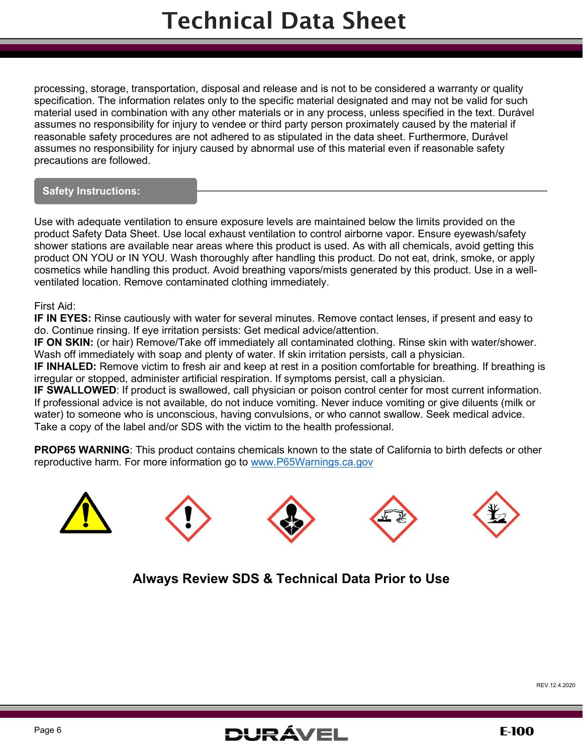processing, storage, transportation, disposal and release and is not to be considered a warranty or quality specification. The information relates only to the specific material designated and may not be valid for such material used in combination with any other materials or in any process, unless specified in the text. Durável assumes no responsibility for injury to vendee or third party person proximately caused by the material if reasonable safety procedures are not adhered to as stipulated in the data sheet. Furthermore, Durável assumes no responsibility for injury caused by abnormal use of this material even if reasonable safety precautions are followed.

## Safety Instructions:

Use with adequate ventilation to ensure exposure levels are maintained below the limits provided on the product Safety Data Sheet. Use local exhaust ventilation to control airborne vapor. Ensure eyewash/safety shower stations are available near areas where this product is used. As with all chemicals, avoid getting this product ON YOU or IN YOU. Wash thoroughly after handling this product. Do not eat, drink, smoke, or apply cosmetics while handling this product. Avoid breathing vapors/mists generated by this product. Use in a well-ventilated location. Remove contaminated clothing immediately.

First Aid:
**IF IN EYES:** Rinse cautiously with water for several minutes. Remove contact lenses, if present and easy to do. Continue rinsing. If eye irritation persists: Get medical advice/attention.
**IF ON SKIN:** (or hair) Remove/Take off immediately all contaminated clothing. Rinse skin with water/shower. Wash off immediately with soap and plenty of water. If skin irritation persists, call a physician.
**IF INHALED:** Remove victim to fresh air and keep at rest in a position comfortable for breathing. If breathing is irregular or stopped, administer artificial respiration. If symptoms persist, call a physician.
**IF SWALLOWED**: If product is swallowed, call physician or poison control center for most current information. If professional advice is not available, do not induce vomiting. Never induce vomiting or give diluents (milk or water) to someone who is unconscious, having convulsions, or who cannot swallow. Seek medical advice. Take a copy of the label and/or SDS with the victim to the health professional.

**PROP65 WARNING**: This product contains chemicals known to the state of California to birth defects or other reproductive harm. For more information go to www.P65Warnings.ca.gov

**Always Review SDS & Technical Data Prior to Use**

REV.12.4.2020